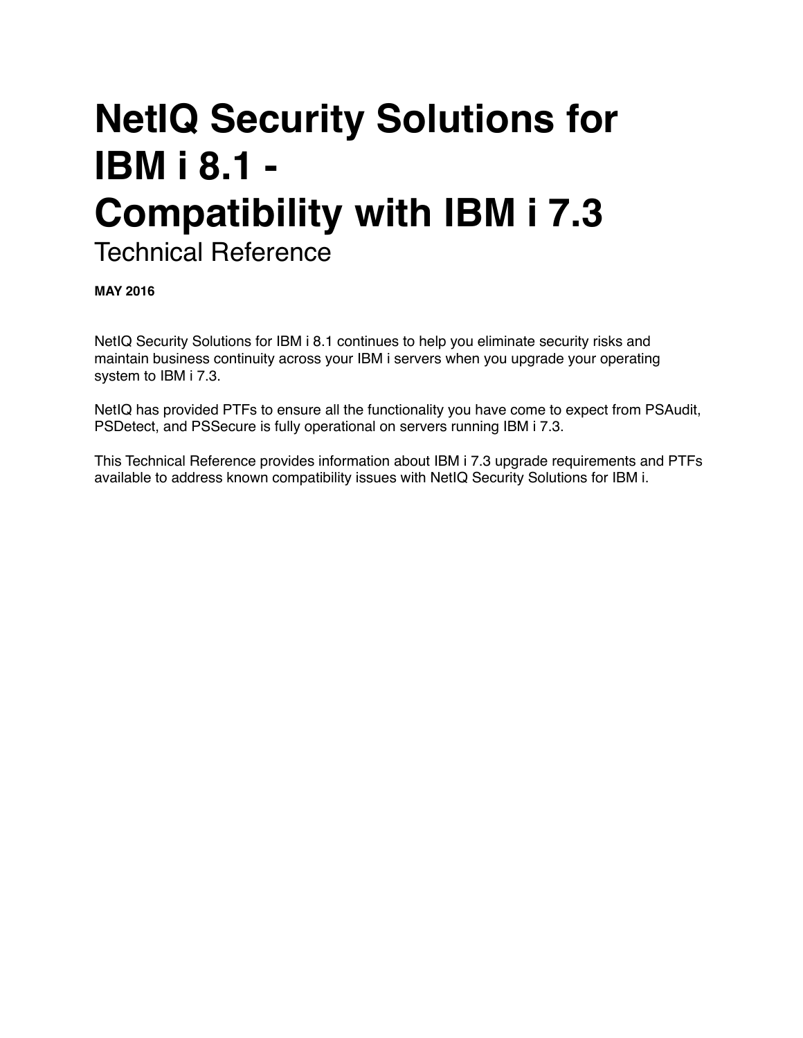# NetIQ Security Solutions for IBM i 8.1 - Compatibility with IBM i 7.3

Technical Reference

**MAY 2016**

NetIQ Security Solutions for IBM i 8.1 continues to help you eliminate security risks and maintain business continuity across your IBM i servers when you upgrade your operating system to IBM i 7.3.

NetIQ has provided PTFs to ensure all the functionality you have come to expect from PSAudit, PSDetect, and PSSecure is fully operational on servers running IBM i 7.3.

This Technical Reference provides information about IBM i 7.3 upgrade requirements and PTFs available to address known compatibility issues with NetIQ Security Solutions for IBM i.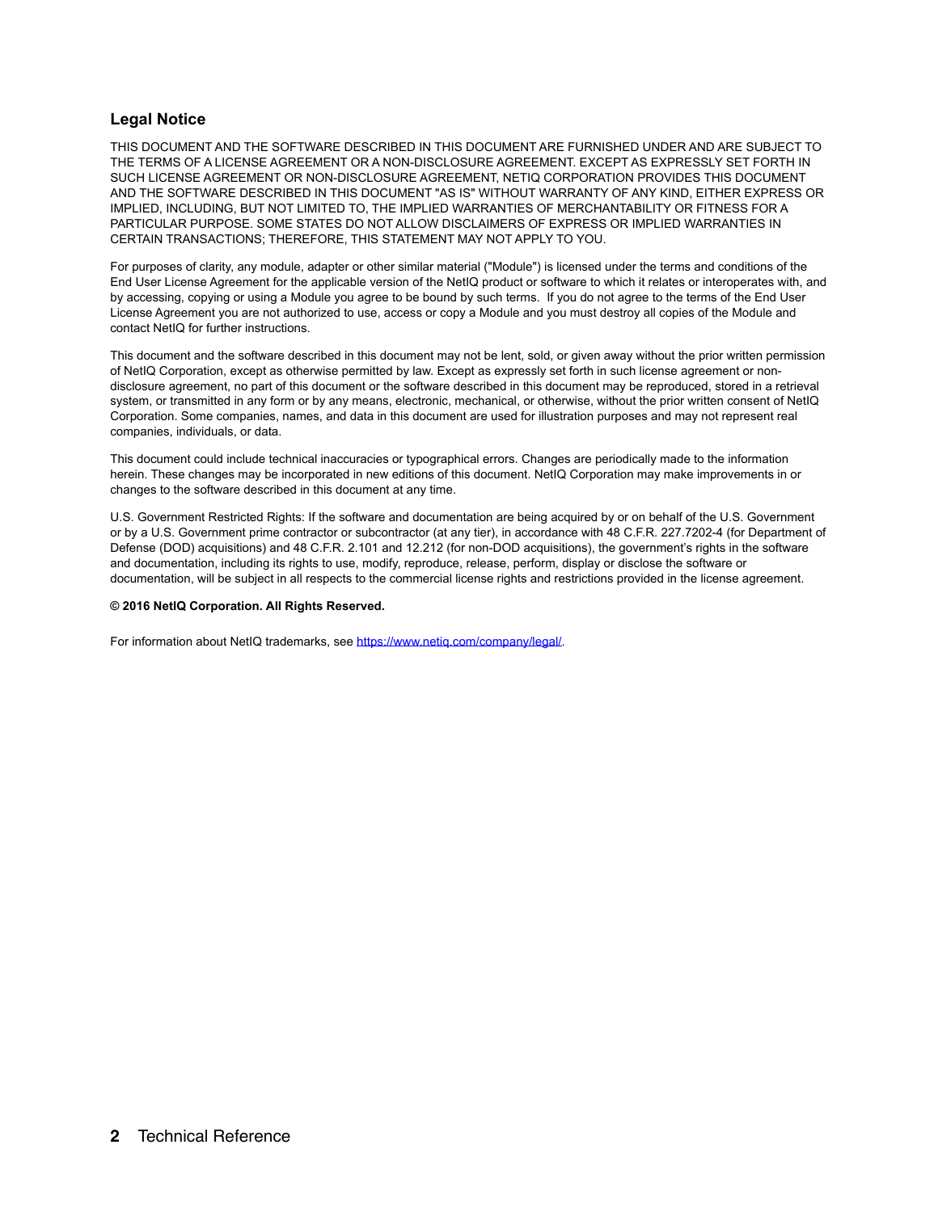## Legal Notice

THIS DOCUMENT AND THE SOFTWARE DESCRIBED IN THIS DOCUMENT ARE FURNISHED UNDER AND ARE SUBJECT TO THE TERMS OF A LICENSE AGREEMENT OR A NON-DISCLOSURE AGREEMENT. EXCEPT AS EXPRESSLY SET FORTH IN SUCH LICENSE AGREEMENT OR NON-DISCLOSURE AGREEMENT, NETIQ CORPORATION PROVIDES THIS DOCUMENT AND THE SOFTWARE DESCRIBED IN THIS DOCUMENT "AS IS" WITHOUT WARRANTY OF ANY KIND, EITHER EXPRESS OR IMPLIED, INCLUDING, BUT NOT LIMITED TO, THE IMPLIED WARRANTIES OF MERCHANTABILITY OR FITNESS FOR A PARTICULAR PURPOSE. SOME STATES DO NOT ALLOW DISCLAIMERS OF EXPRESS OR IMPLIED WARRANTIES IN CERTAIN TRANSACTIONS; THEREFORE, THIS STATEMENT MAY NOT APPLY TO YOU.

For purposes of clarity, any module, adapter or other similar material ("Module") is licensed under the terms and conditions of the End User License Agreement for the applicable version of the NetIQ product or software to which it relates or interoperates with, and by accessing, copying or using a Module you agree to be bound by such terms. If you do not agree to the terms of the End User License Agreement you are not authorized to use, access or copy a Module and you must destroy all copies of the Module and contact NetIQ for further instructions.

This document and the software described in this document may not be lent, sold, or given away without the prior written permission of NetIQ Corporation, except as otherwise permitted by law. Except as expressly set forth in such license agreement or non-disclosure agreement, no part of this document or the software described in this document may be reproduced, stored in a retrieval system, or transmitted in any form or by any means, electronic, mechanical, or otherwise, without the prior written consent of NetIQ Corporation. Some companies, names, and data in this document are used for illustration purposes and may not represent real companies, individuals, or data.

This document could include technical inaccuracies or typographical errors. Changes are periodically made to the information herein. These changes may be incorporated in new editions of this document. NetIQ Corporation may make improvements in or changes to the software described in this document at any time.

U.S. Government Restricted Rights: If the software and documentation are being acquired by or on behalf of the U.S. Government or by a U.S. Government prime contractor or subcontractor (at any tier), in accordance with 48 C.F.R. 227.7202-4 (for Department of Defense (DOD) acquisitions) and 48 C.F.R. 2.101 and 12.212 (for non-DOD acquisitions), the government's rights in the software and documentation, including its rights to use, modify, reproduce, release, perform, display or disclose the software or documentation, will be subject in all respects to the commercial license rights and restrictions provided in the license agreement.

**© 2016 NetIQ Corporation. All Rights Reserved.**

For information about NetIQ trademarks, see https://www.netiq.com/company/legal/.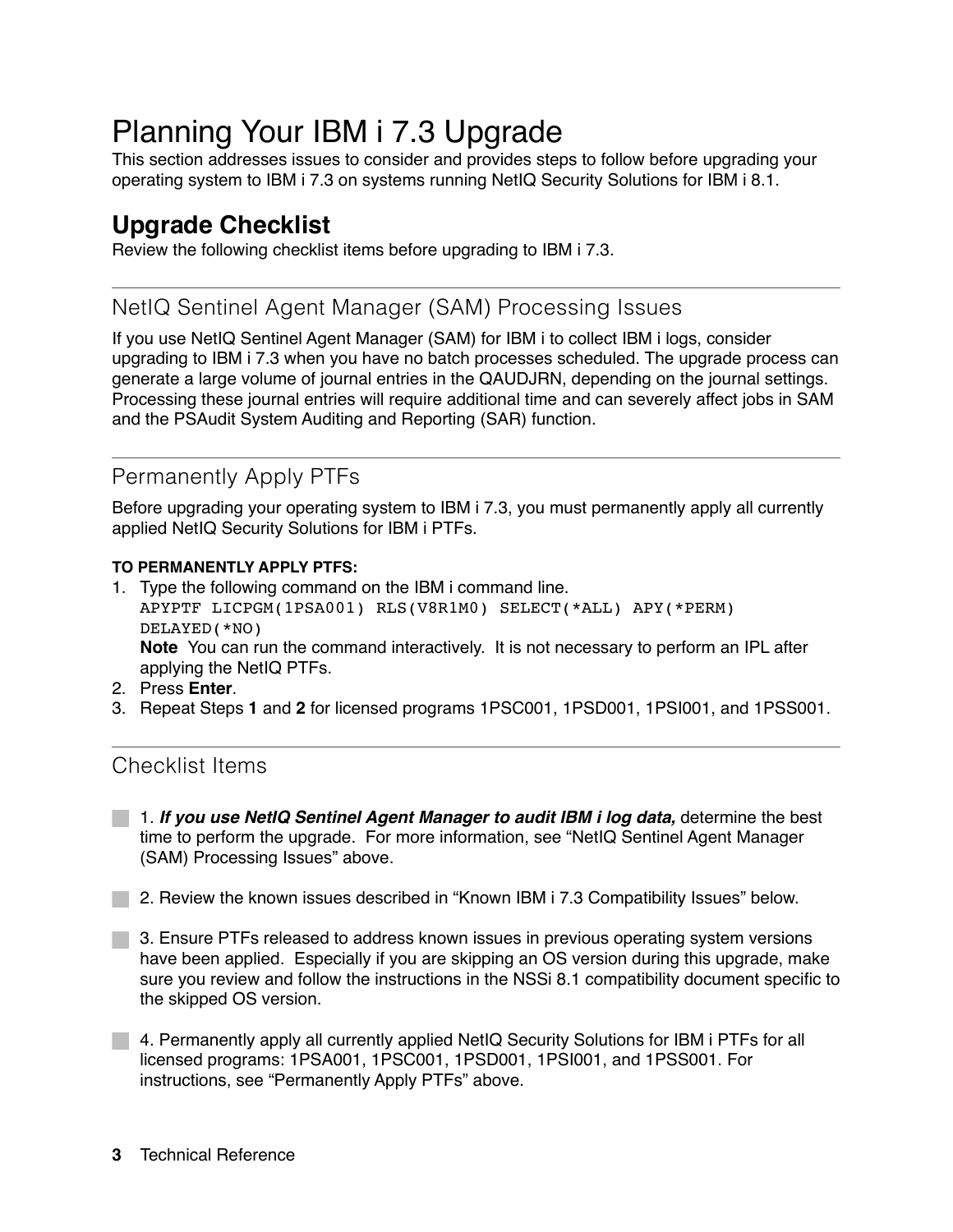# Planning Your IBM i 7.3 Upgrade

This section addresses issues to consider and provides steps to follow before upgrading your operating system to IBM i 7.3 on systems running NetIQ Security Solutions for IBM i 8.1.

## Upgrade Checklist

Review the following checklist items before upgrading to IBM i 7.3.

### NetIQ Sentinel Agent Manager (SAM) Processing Issues

If you use NetIQ Sentinel Agent Manager (SAM) for IBM i to collect IBM i logs, consider upgrading to IBM i 7.3 when you have no batch processes scheduled. The upgrade process can generate a large volume of journal entries in the QAUDJRN, depending on the journal settings. Processing these journal entries will require additional time and can severely affect jobs in SAM and the PSAudit System Auditing and Reporting (SAR) function.

### Permanently Apply PTFs

Before upgrading your operating system to IBM i 7.3, you must permanently apply all currently applied NetIQ Security Solutions for IBM i PTFs.

**TO PERMANENTLY APPLY PTFS:**

1. Type the following command on the IBM i command line.
   ```
   APYPTF LICPGM(1PSA001) RLS(V8R1M0) SELECT(*ALL) APY(*PERM)
   DELAYED(*NO)
   ```
   **Note** You can run the command interactively. It is not necessary to perform an IPL after applying the NetIQ PTFs.
2. Press **Enter**.
3. Repeat Steps **1** and **2** for licensed programs 1PSC001, 1PSD001, 1PSI001, and 1PSS001.

### Checklist Items

- [ ] 1. ***If you use NetIQ Sentinel Agent Manager to audit IBM i log data,*** determine the best time to perform the upgrade. For more information, see “NetIQ Sentinel Agent Manager (SAM) Processing Issues” above.
- [ ] 2. Review the known issues described in “Known IBM i 7.3 Compatibility Issues” below.
- [ ] 3. Ensure PTFs released to address known issues in previous operating system versions have been applied. Especially if you are skipping an OS version during this upgrade, make sure you review and follow the instructions in the NSSi 8.1 compatibility document specific to the skipped OS version.
- [ ] 4. Permanently apply all currently applied NetIQ Security Solutions for IBM i PTFs for all licensed programs: 1PSA001, 1PSC001, 1PSD001, 1PSI001, and 1PSS001. For instructions, see “Permanently Apply PTFs” above.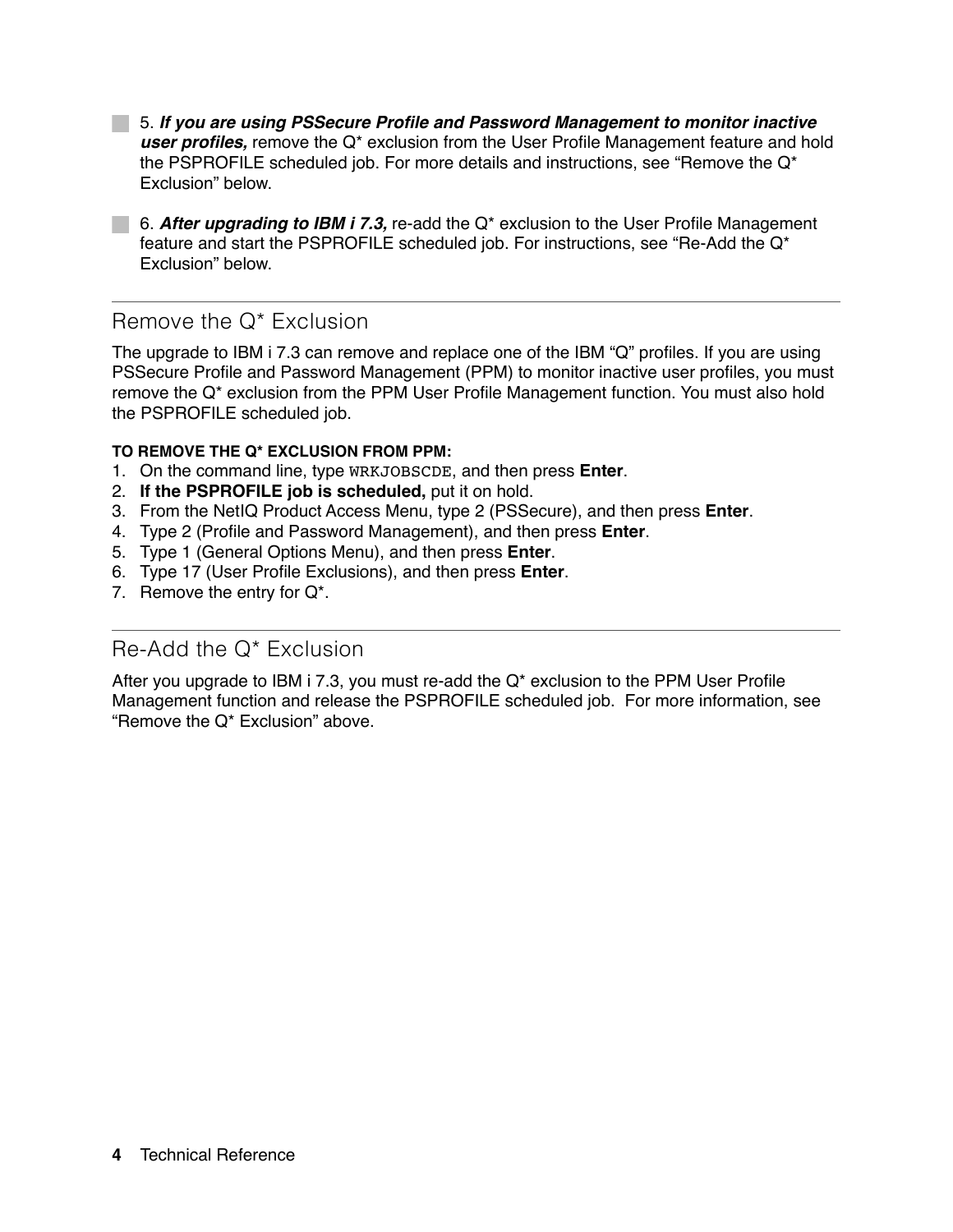- [ ] 5. ***If you are using PSSecure Profile and Password Management to monitor inactive user profiles,*** remove the Q* exclusion from the User Profile Management feature and hold the PSPROFILE scheduled job. For more details and instructions, see "Remove the Q* Exclusion" below.

- [ ] 6. ***After upgrading to IBM i 7.3,*** re-add the Q* exclusion to the User Profile Management feature and start the PSPROFILE scheduled job. For instructions, see "Re-Add the Q* Exclusion" below.

## Remove the Q* Exclusion

The upgrade to IBM i 7.3 can remove and replace one of the IBM "Q" profiles. If you are using PSSecure Profile and Password Management (PPM) to monitor inactive user profiles, you must remove the Q* exclusion from the PPM User Profile Management function. You must also hold the PSPROFILE scheduled job.

**TO REMOVE THE Q* EXCLUSION FROM PPM:**

1. On the command line, type `WRKJOBSCDE`, and then press **Enter**.
2. **If the PSPROFILE job is scheduled,** put it on hold.
3. From the NetIQ Product Access Menu, type 2 (PSSecure), and then press **Enter**.
4. Type 2 (Profile and Password Management), and then press **Enter**.
5. Type 1 (General Options Menu), and then press **Enter**.
6. Type 17 (User Profile Exclusions), and then press **Enter**.
7. Remove the entry for Q*.

## Re-Add the Q* Exclusion

After you upgrade to IBM i 7.3, you must re-add the Q* exclusion to the PPM User Profile Management function and release the PSPROFILE scheduled job. For more information, see "Remove the Q* Exclusion" above.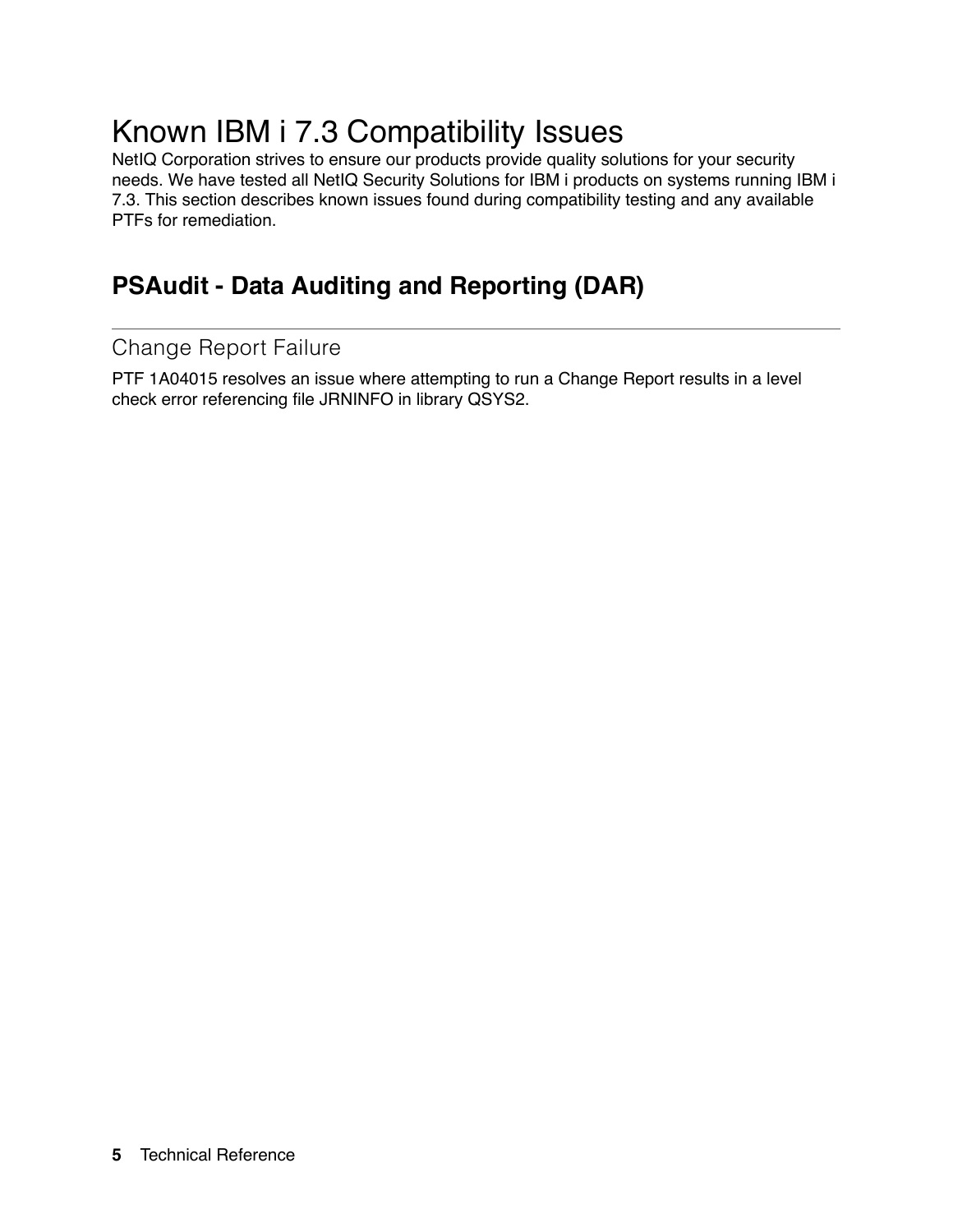# Known IBM i 7.3 Compatibility Issues

NetIQ Corporation strives to ensure our products provide quality solutions for your security needs. We have tested all NetIQ Security Solutions for IBM i products on systems running IBM i 7.3. This section describes known issues found during compatibility testing and any available PTFs for remediation.

## PSAudit - Data Auditing and Reporting (DAR)

### Change Report Failure

PTF 1A04015 resolves an issue where attempting to run a Change Report results in a level check error referencing file JRNINFO in library QSYS2.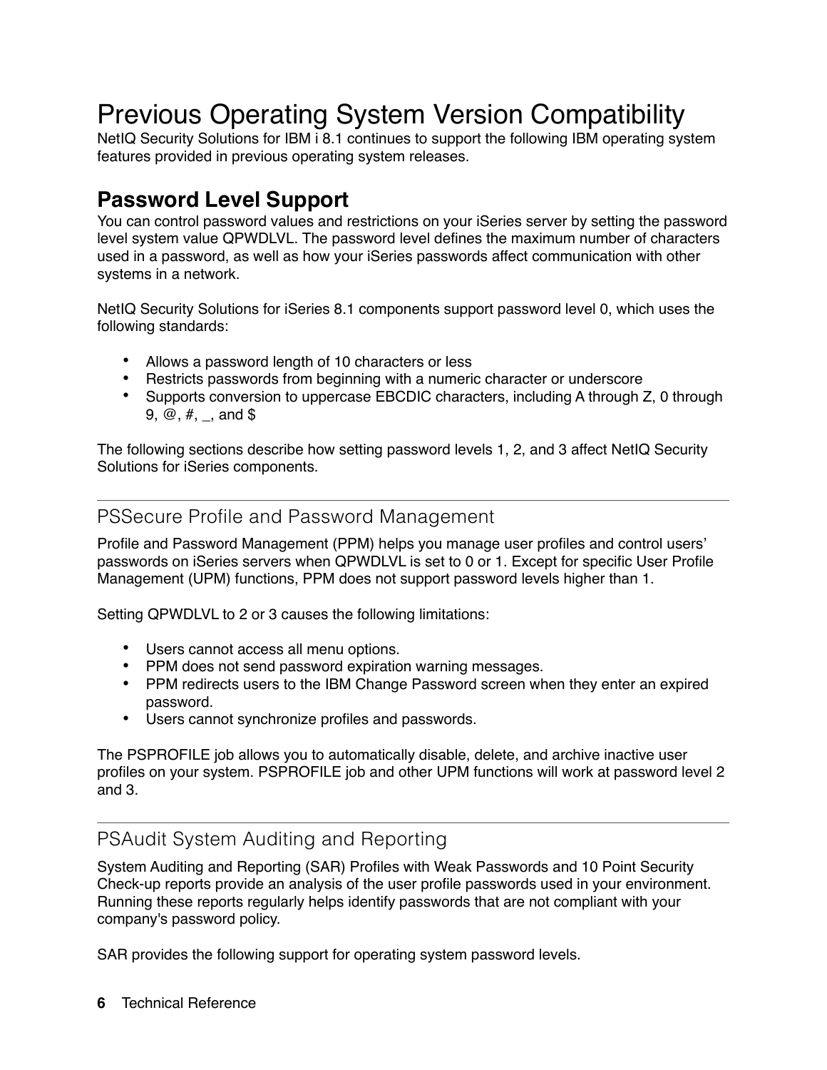# Previous Operating System Version Compatibility

NetIQ Security Solutions for IBM i 8.1 continues to support the following IBM operating system features provided in previous operating system releases.

## Password Level Support

You can control password values and restrictions on your iSeries server by setting the password level system value QPWDLVL. The password level defines the maximum number of characters used in a password, as well as how your iSeries passwords affect communication with other systems in a network.

NetIQ Security Solutions for iSeries 8.1 components support password level 0, which uses the following standards:

- Allows a password length of 10 characters or less
- Restricts passwords from beginning with a numeric character or underscore
- Supports conversion to uppercase EBCDIC characters, including A through Z, 0 through 9, @, #, _, and $

The following sections describe how setting password levels 1, 2, and 3 affect NetIQ Security Solutions for iSeries components.

### PSSecure Profile and Password Management

Profile and Password Management (PPM) helps you manage user profiles and control users' passwords on iSeries servers when QPWDLVL is set to 0 or 1. Except for specific User Profile Management (UPM) functions, PPM does not support password levels higher than 1.

Setting QPWDLVL to 2 or 3 causes the following limitations:

- Users cannot access all menu options.
- PPM does not send password expiration warning messages.
- PPM redirects users to the IBM Change Password screen when they enter an expired password.
- Users cannot synchronize profiles and passwords.

The PSPROFILE job allows you to automatically disable, delete, and archive inactive user profiles on your system. PSPROFILE job and other UPM functions will work at password level 2 and 3.

### PSAudit System Auditing and Reporting

System Auditing and Reporting (SAR) Profiles with Weak Passwords and 10 Point Security Check-up reports provide an analysis of the user profile passwords used in your environment. Running these reports regularly helps identify passwords that are not compliant with your company's password policy.

SAR provides the following support for operating system password levels.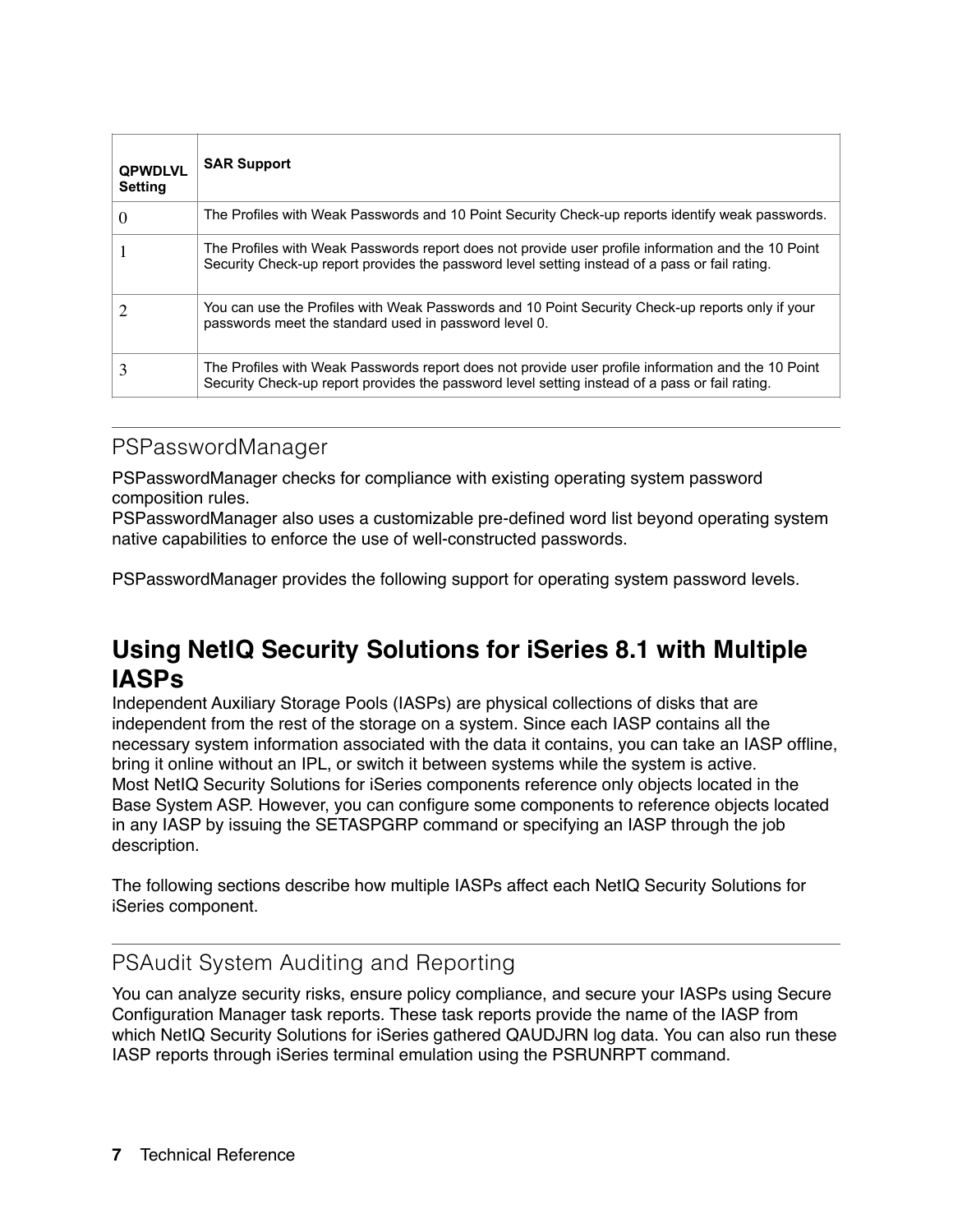| QPWDLVL Setting | SAR Support |
| --- | --- |
| 0 | The Profiles with Weak Passwords and 10 Point Security Check-up reports identify weak passwords. |
| 1 | The Profiles with Weak Passwords report does not provide user profile information and the 10 Point Security Check-up report provides the password level setting instead of a pass or fail rating. |
| 2 | You can use the Profiles with Weak Passwords and 10 Point Security Check-up reports only if your passwords meet the standard used in password level 0. |
| 3 | The Profiles with Weak Passwords report does not provide user profile information and the 10 Point Security Check-up report provides the password level setting instead of a pass or fail rating. |

### PSPasswordManager

PSPasswordManager checks for compliance with existing operating system password composition rules.
PSPasswordManager also uses a customizable pre-defined word list beyond operating system native capabilities to enforce the use of well-constructed passwords.

PSPasswordManager provides the following support for operating system password levels.

## Using NetIQ Security Solutions for iSeries 8.1 with Multiple IASPs

Independent Auxiliary Storage Pools (IASPs) are physical collections of disks that are independent from the rest of the storage on a system. Since each IASP contains all the necessary system information associated with the data it contains, you can take an IASP offline, bring it online without an IPL, or switch it between systems while the system is active.
Most NetIQ Security Solutions for iSeries components reference only objects located in the Base System ASP. However, you can configure some components to reference objects located in any IASP by issuing the SETASPGRP command or specifying an IASP through the job description.

The following sections describe how multiple IASPs affect each NetIQ Security Solutions for iSeries component.

### PSAudit System Auditing and Reporting

You can analyze security risks, ensure policy compliance, and secure your IASPs using Secure Configuration Manager task reports. These task reports provide the name of the IASP from which NetIQ Security Solutions for iSeries gathered QAUDJRN log data. You can also run these IASP reports through iSeries terminal emulation using the PSRUNRPT command.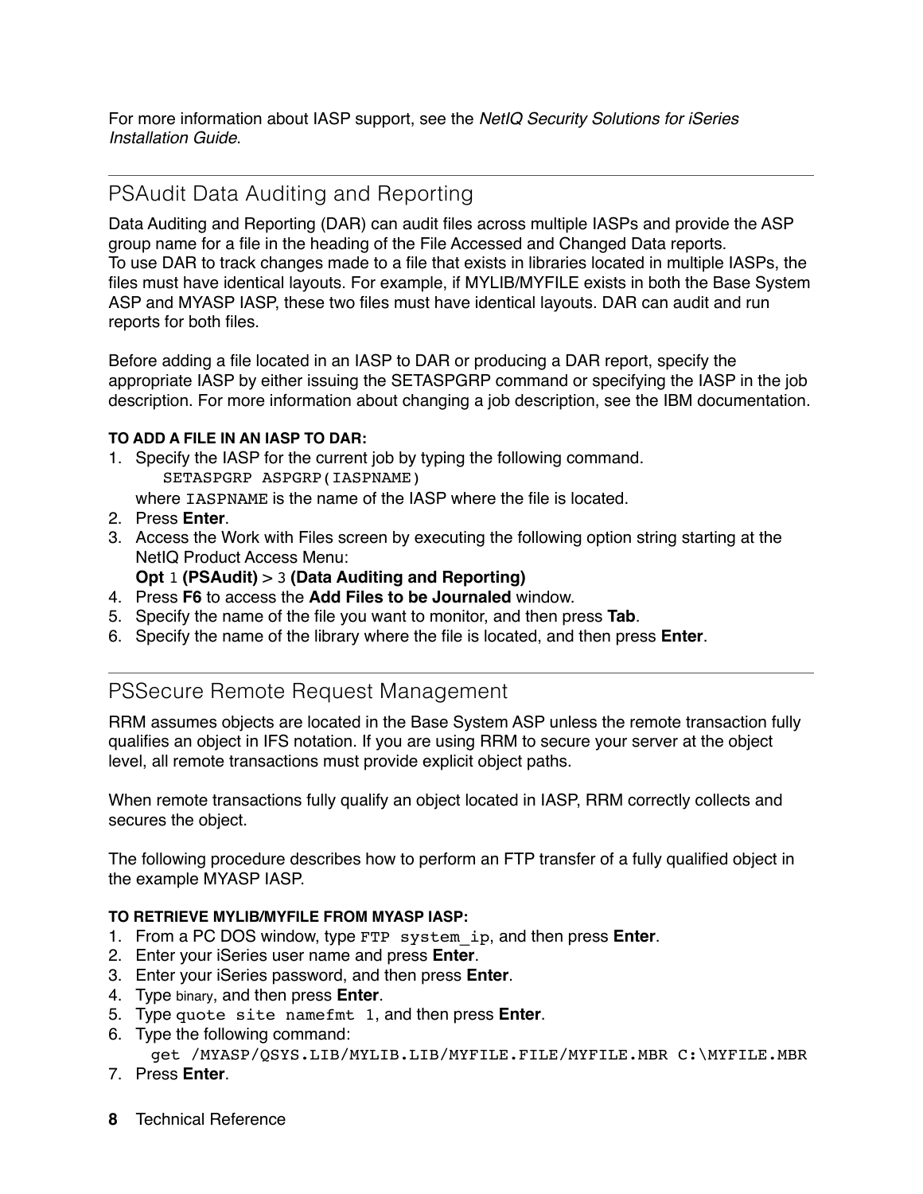For more information about IASP support, see the *NetIQ Security Solutions for iSeries Installation Guide*.

## PSAudit Data Auditing and Reporting

Data Auditing and Reporting (DAR) can audit files across multiple IASPs and provide the ASP group name for a file in the heading of the File Accessed and Changed Data reports.
To use DAR to track changes made to a file that exists in libraries located in multiple IASPs, the files must have identical layouts. For example, if MYLIB/MYFILE exists in both the Base System ASP and MYASP IASP, these two files must have identical layouts. DAR can audit and run reports for both files.

Before adding a file located in an IASP to DAR or producing a DAR report, specify the appropriate IASP by either issuing the SETASPGRP command or specifying the IASP in the job description. For more information about changing a job description, see the IBM documentation.

**TO ADD A FILE IN AN IASP TO DAR:**

1. Specify the IASP for the current job by typing the following command.
   ```
   SETASPGRP ASPGRP(IASPNAME)
   ```
   where `IASPNAME` is the name of the IASP where the file is located.
2. Press **Enter**.
3. Access the Work with Files screen by executing the following option string starting at the NetIQ Product Access Menu:
   **Opt** `1` **(PSAudit)** > `3` **(Data Auditing and Reporting)**
4. Press **F6** to access the **Add Files to be Journaled** window.
5. Specify the name of the file you want to monitor, and then press **Tab**.
6. Specify the name of the library where the file is located, and then press **Enter**.

## PSSecure Remote Request Management

RRM assumes objects are located in the Base System ASP unless the remote transaction fully qualifies an object in IFS notation. If you are using RRM to secure your server at the object level, all remote transactions must provide explicit object paths.

When remote transactions fully qualify an object located in IASP, RRM correctly collects and secures the object.

The following procedure describes how to perform an FTP transfer of a fully qualified object in the example MYASP IASP.

**TO RETRIEVE MYLIB/MYFILE FROM MYASP IASP:**

1. From a PC DOS window, type `FTP system_ip`, and then press **Enter**.
2. Enter your iSeries user name and press **Enter**.
3. Enter your iSeries password, and then press **Enter**.
4. Type binary, and then press **Enter**.
5. Type `quote site namefmt 1`, and then press **Enter**.
6. Type the following command:
   ```
   get /MYASP/QSYS.LIB/MYLIB.LIB/MYFILE.FILE/MYFILE.MBR C:\MYFILE.MBR
   ```
7. Press **Enter**.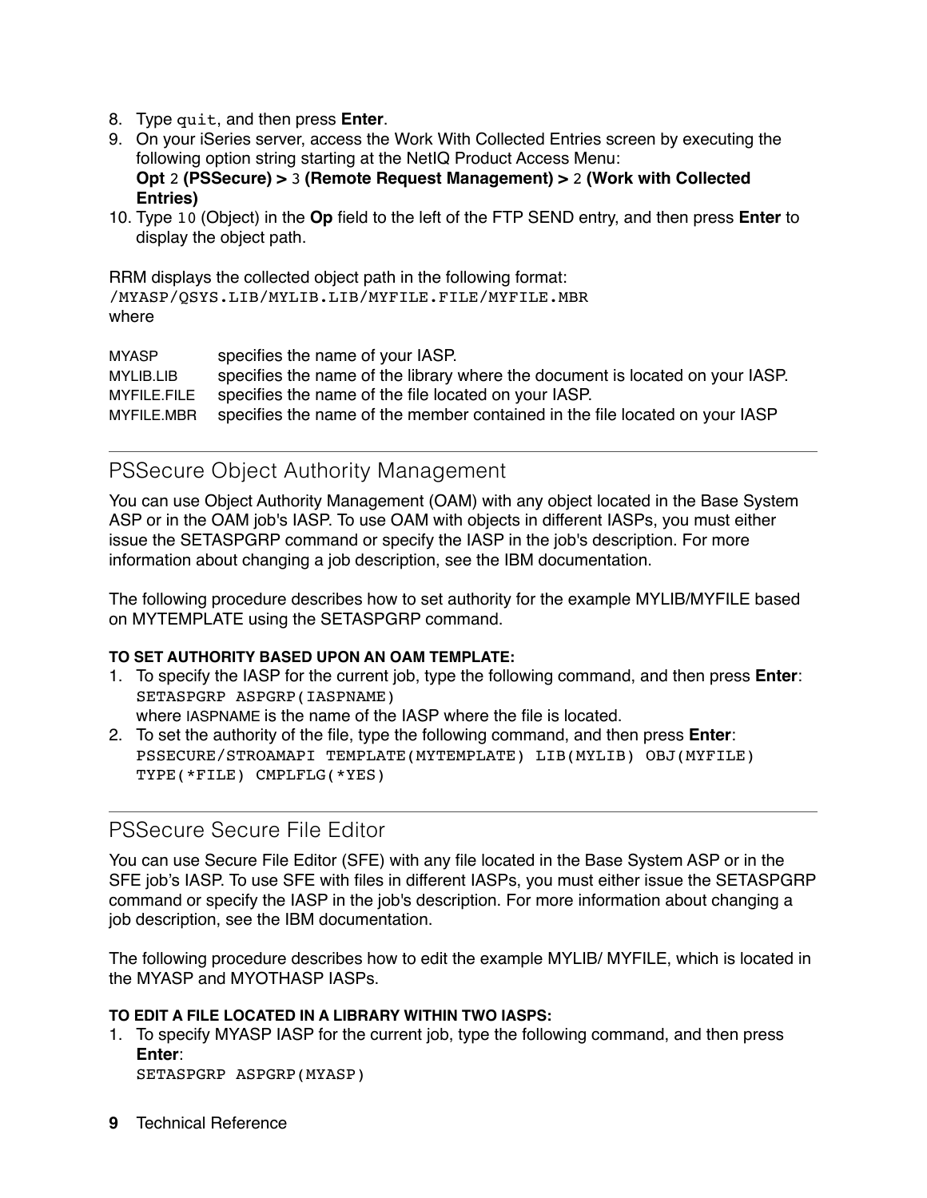8. Type `quit`, and then press **Enter**.
9. On your iSeries server, access the Work With Collected Entries screen by executing the following option string starting at the NetIQ Product Access Menu:
   **Opt** 2 **(PSSecure) >** 3 **(Remote Request Management) >** 2 **(Work with Collected Entries)**
10. Type `10` (Object) in the **Op** field to the left of the FTP SEND entry, and then press **Enter** to display the object path.

RRM displays the collected object path in the following format:
`/MYASP/QSYS.LIB/MYLIB.LIB/MYFILE.FILE/MYFILE.MBR`
where

| | |
|---|---|
| MYASP | specifies the name of your IASP. |
| MYLIB.LIB | specifies the name of the library where the document is located on your IASP. |
| MYFILE.FILE | specifies the name of the file located on your IASP. |
| MYFILE.MBR | specifies the name of the member contained in the file located on your IASP |

## PSSecure Object Authority Management

You can use Object Authority Management (OAM) with any object located in the Base System ASP or in the OAM job's IASP. To use OAM with objects in different IASPs, you must either issue the SETASPGRP command or specify the IASP in the job's description. For more information about changing a job description, see the IBM documentation.

The following procedure describes how to set authority for the example MYLIB/MYFILE based on MYTEMPLATE using the SETASPGRP command.

**TO SET AUTHORITY BASED UPON AN OAM TEMPLATE:**

1. To specify the IASP for the current job, type the following command, and then press **Enter**:
   ```
   SETASPGRP ASPGRP(IASPNAME)
   ```
   where IASPNAME is the name of the IASP where the file is located.
2. To set the authority of the file, type the following command, and then press **Enter**:
   ```
   PSSECURE/STROAMAPI TEMPLATE(MYTEMPLATE) LIB(MYLIB) OBJ(MYFILE)
   TYPE(*FILE) CMPLFLG(*YES)
   ```

## PSSecure Secure File Editor

You can use Secure File Editor (SFE) with any file located in the Base System ASP or in the SFE job's IASP. To use SFE with files in different IASPs, you must either issue the SETASPGRP command or specify the IASP in the job's description. For more information about changing a job description, see the IBM documentation.

The following procedure describes how to edit the example MYLIB/ MYFILE, which is located in the MYASP and MYOTHASP IASPs.

**TO EDIT A FILE LOCATED IN A LIBRARY WITHIN TWO IASPS:**

1. To specify MYASP IASP for the current job, type the following command, and then press **Enter**:
   ```
   SETASPGRP ASPGRP(MYASP)
   ```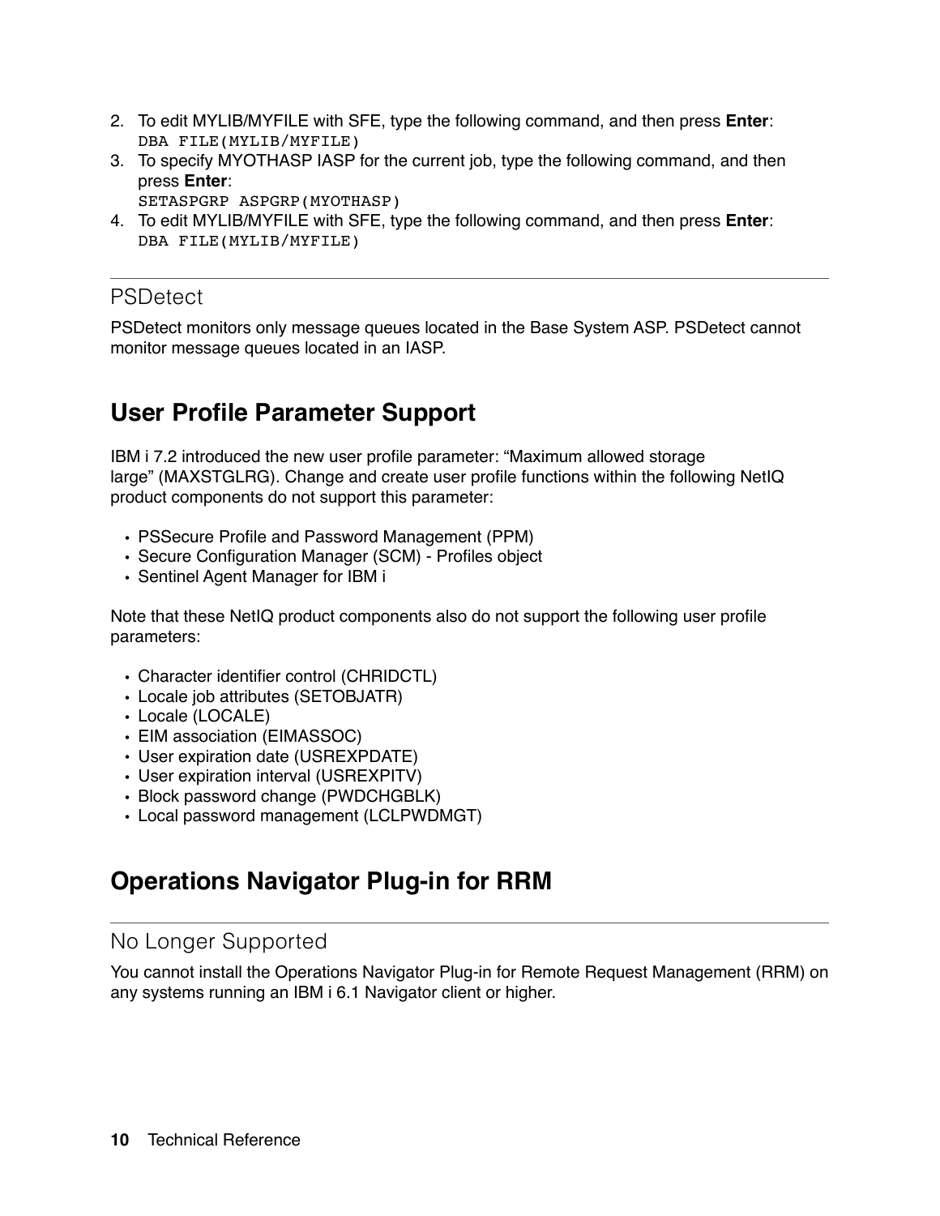2. To edit MYLIB/MYFILE with SFE, type the following command, and then press **Enter**:
   ```
   DBA FILE(MYLIB/MYFILE)
   ```
3. To specify MYOTHASP IASP for the current job, type the following command, and then press **Enter**:
   ```
   SETASPGRP ASPGRP(MYOTHASP)
   ```
4. To edit MYLIB/MYFILE with SFE, type the following command, and then press **Enter**:
   ```
   DBA FILE(MYLIB/MYFILE)
   ```

### PSDetect

PSDetect monitors only message queues located in the Base System ASP. PSDetect cannot monitor message queues located in an IASP.

## User Profile Parameter Support

IBM i 7.2 introduced the new user profile parameter: "Maximum allowed storage large" (MAXSTGLRG). Change and create user profile functions within the following NetIQ product components do not support this parameter:

- PSSecure Profile and Password Management (PPM)
- Secure Configuration Manager (SCM) - Profiles object
- Sentinel Agent Manager for IBM i

Note that these NetIQ product components also do not support the following user profile parameters:

- Character identifier control (CHRIDCTL)
- Locale job attributes (SETOBJATR)
- Locale (LOCALE)
- EIM association (EIMASSOC)
- User expiration date (USREXPDATE)
- User expiration interval (USREXPITV)
- Block password change (PWDCHGBLK)
- Local password management (LCLPWDMGT)

## Operations Navigator Plug-in for RRM

### No Longer Supported

You cannot install the Operations Navigator Plug-in for Remote Request Management (RRM) on any systems running an IBM i 6.1 Navigator client or higher.